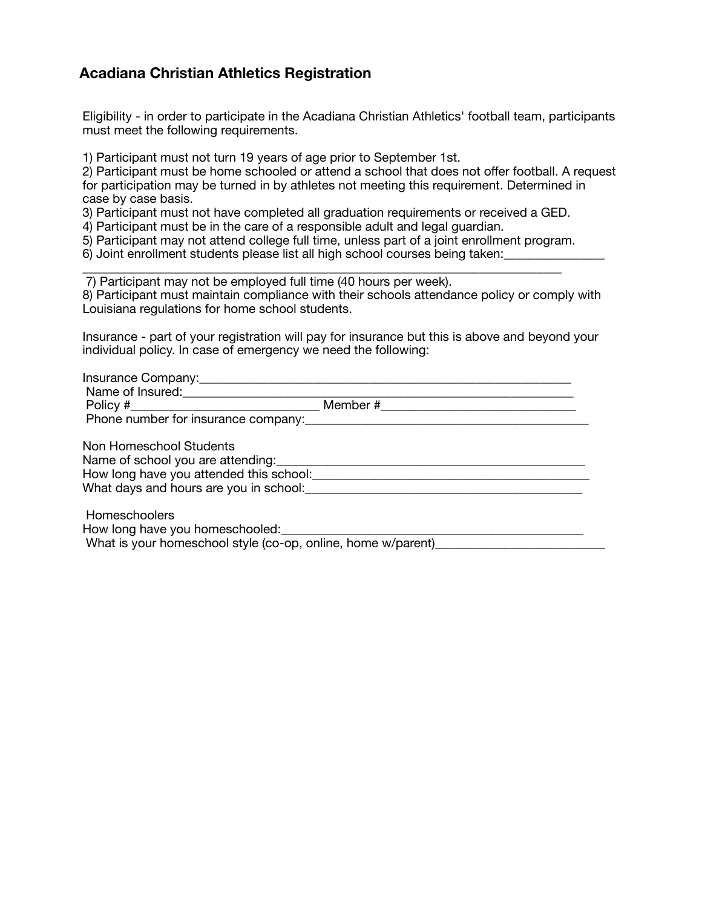# Acadiana Christian Athletics Registration

Eligibility - in order to participate in the Acadiana Christian Athletics' football team, participants must meet the following requirements.

1) Participant must not turn 19 years of age prior to September 1st.
2) Participant must be home schooled or attend a school that does not offer football. A request for participation may be turned in by athletes not meeting this requirement. Determined in case by case basis.
3) Participant must not have completed all graduation requirements or received a GED.
4) Participant must be in the care of a responsible adult and legal guardian.
5) Participant may not attend college full time, unless part of a joint enrollment program.
6) Joint enrollment students please list all high school courses being taken:_______________
_____________________________________________________________________________
7) Participant may not be employed full time (40 hours per week).
8) Participant must maintain compliance with their schools attendance policy or comply with Louisiana regulations for home school students.

Insurance - part of your registration will pay for insurance but this is above and beyond your individual policy. In case of emergency we need the following:

Insurance Company:___________________________________________________________
Name of Insured:_____________________________________________________________
Policy #___________________________ Member #_____________________________
Phone number for insurance company:___________________________________________

Non Homeschool Students
Name of school you are attending:_______________________________________________
How long have you attended this school:__________________________________________
What days and hours are you in school:___________________________________________

Homeschoolers
How long have you homeschooled:_______________________________________________
What is your homeschool style (co-op, online, home w/parent)_________________________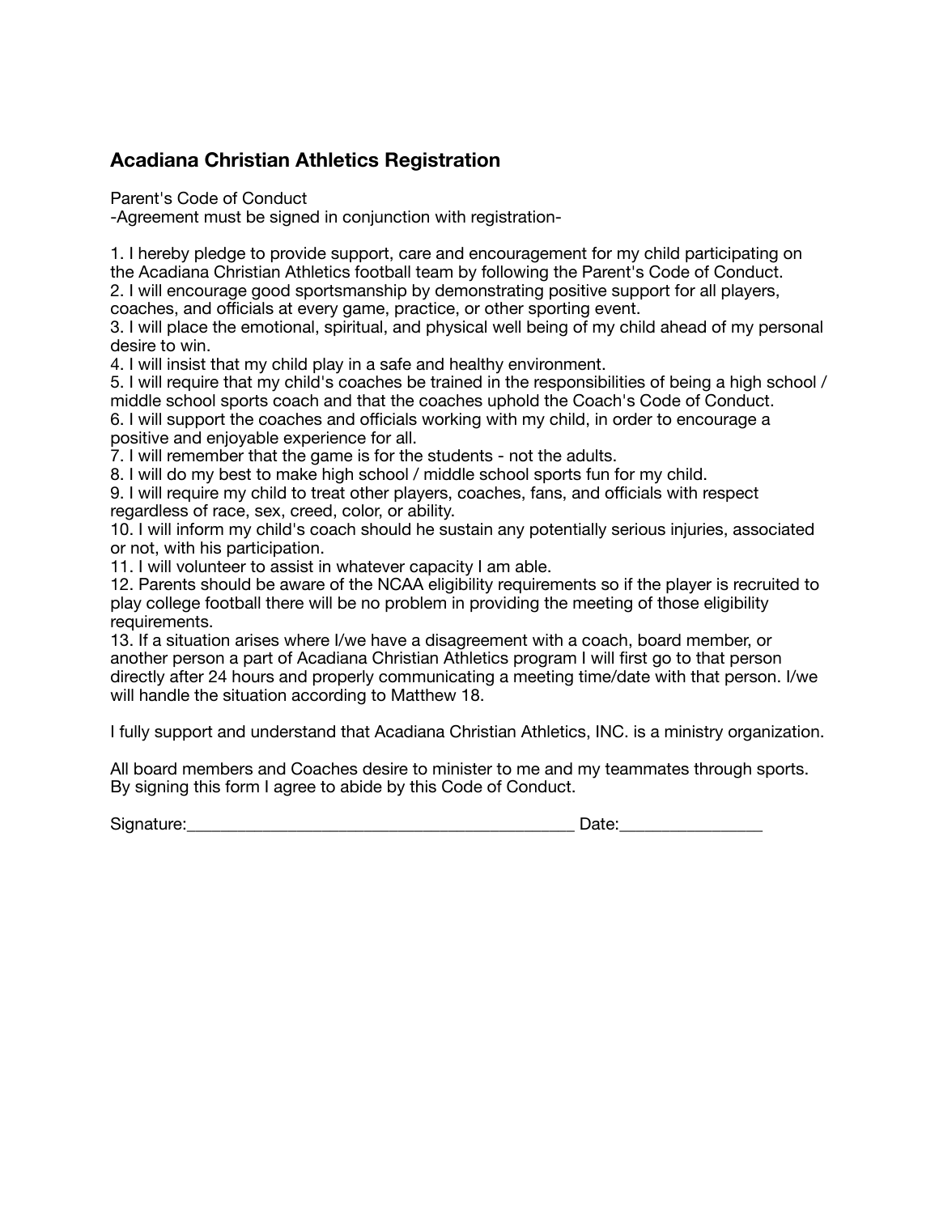## Acadiana Christian Athletics Registration

Parent's Code of Conduct
-Agreement must be signed in conjunction with registration-

1. I hereby pledge to provide support, care and encouragement for my child participating on the Acadiana Christian Athletics football team by following the Parent's Code of Conduct.
2. I will encourage good sportsmanship by demonstrating positive support for all players, coaches, and officials at every game, practice, or other sporting event.
3. I will place the emotional, spiritual, and physical well being of my child ahead of my personal desire to win.
4. I will insist that my child play in a safe and healthy environment.
5. I will require that my child's coaches be trained in the responsibilities of being a high school / middle school sports coach and that the coaches uphold the Coach's Code of Conduct.
6. I will support the coaches and officials working with my child, in order to encourage a positive and enjoyable experience for all.
7. I will remember that the game is for the students - not the adults.
8. I will do my best to make high school / middle school sports fun for my child.
9. I will require my child to treat other players, coaches, fans, and officials with respect regardless of race, sex, creed, color, or ability.
10. I will inform my child's coach should he sustain any potentially serious injuries, associated or not, with his participation.
11. I will volunteer to assist in whatever capacity I am able.
12. Parents should be aware of the NCAA eligibility requirements so if the player is recruited to play college football there will be no problem in providing the meeting of those eligibility requirements.
13. If a situation arises where I/we have a disagreement with a coach, board member, or another person a part of Acadiana Christian Athletics program I will first go to that person directly after 24 hours and properly communicating a meeting time/date with that person. I/we will handle the situation according to Matthew 18.

I fully support and understand that Acadiana Christian Athletics, INC. is a ministry organization.

All board members and Coaches desire to minister to me and my teammates through sports. By signing this form I agree to abide by this Code of Conduct.

Signature:_____________________________________________ Date:________________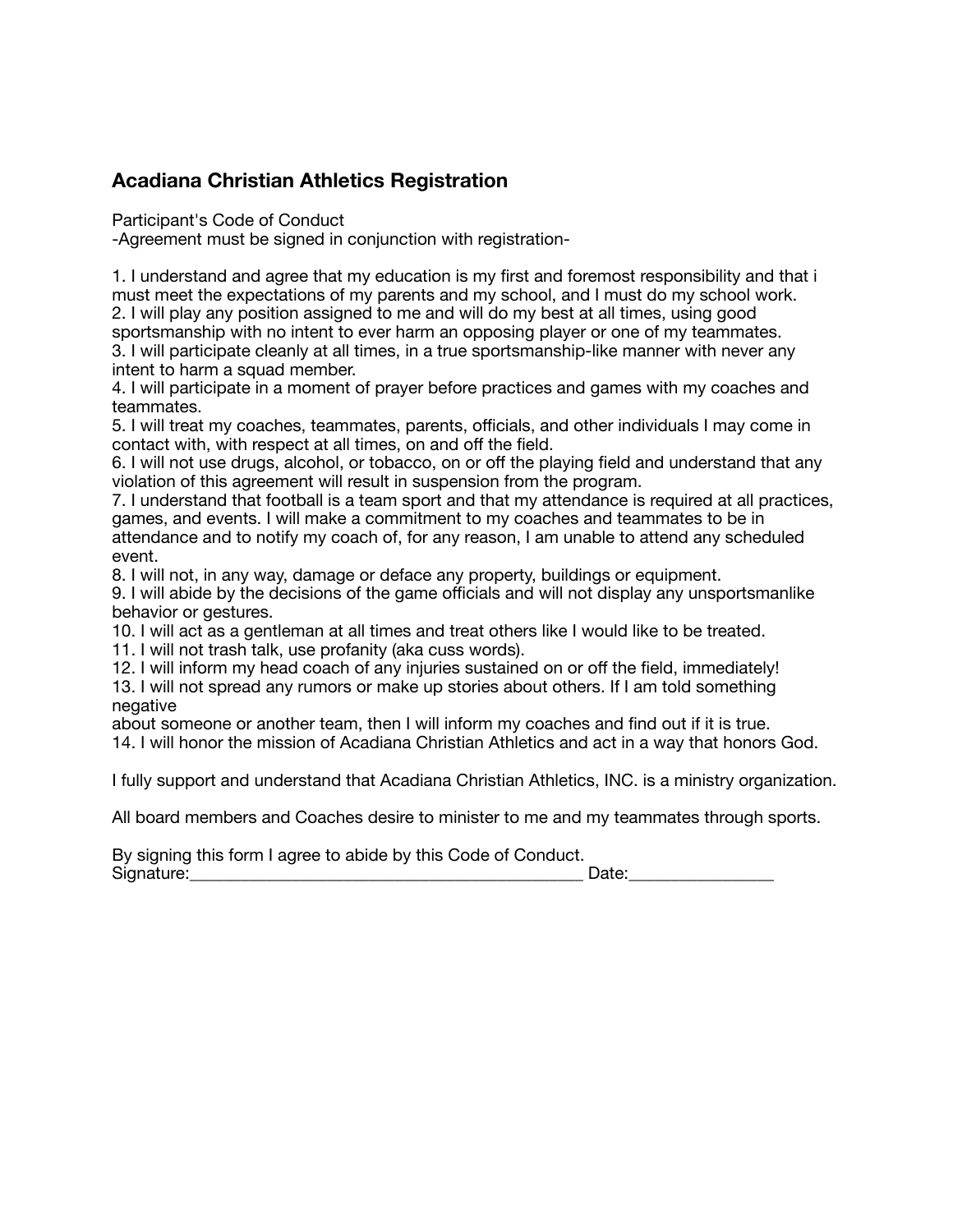## Acadiana Christian Athletics Registration

Participant's Code of Conduct
-Agreement must be signed in conjunction with registration-

1. I understand and agree that my education is my first and foremost responsibility and that i must meet the expectations of my parents and my school, and I must do my school work.
2. I will play any position assigned to me and will do my best at all times, using good sportsmanship with no intent to ever harm an opposing player or one of my teammates.
3. I will participate cleanly at all times, in a true sportsmanship-like manner with never any intent to harm a squad member.
4. I will participate in a moment of prayer before practices and games with my coaches and teammates.
5. I will treat my coaches, teammates, parents, officials, and other individuals I may come in contact with, with respect at all times, on and off the field.
6. I will not use drugs, alcohol, or tobacco, on or off the playing field and understand that any violation of this agreement will result in suspension from the program.
7. I understand that football is a team sport and that my attendance is required at all practices, games, and events. I will make a commitment to my coaches and teammates to be in attendance and to notify my coach of, for any reason, I am unable to attend any scheduled event.
8. I will not, in any way, damage or deface any property, buildings or equipment.
9. I will abide by the decisions of the game officials and will not display any unsportsmanlike behavior or gestures.
10. I will act as a gentleman at all times and treat others like I would like to be treated.
11. I will not trash talk, use profanity (aka cuss words).
12. I will inform my head coach of any injuries sustained on or off the field, immediately!
13. I will not spread any rumors or make up stories about others. If I am told something negative
about someone or another team, then I will inform my coaches and find out if it is true.
14. I will honor the mission of Acadiana Christian Athletics and act in a way that honors God.

I fully support and understand that Acadiana Christian Athletics, INC. is a ministry organization.

All board members and Coaches desire to minister to me and my teammates through sports.

By signing this form I agree to abide by this Code of Conduct.
Signature:_____________________________________________ Date:________________